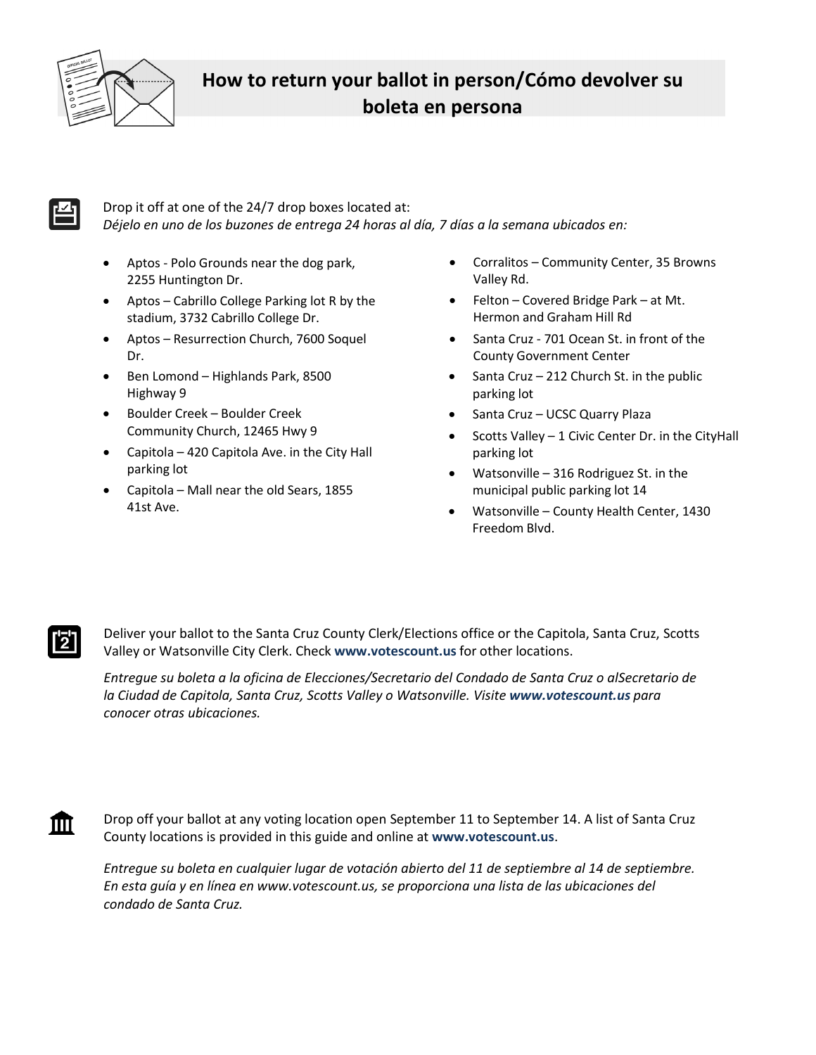# How to return your ballot in person/Cómo devolver su boleta en persona

Drop it off at one of the 24/7 drop boxes located at:
*Déjelo en uno de los buzones de entrega 24 horas al día, 7 días a la semana ubicados en:*

- Aptos - Polo Grounds near the dog park, 2255 Huntington Dr.
- Aptos – Cabrillo College Parking lot R by the stadium, 3732 Cabrillo College Dr.
- Aptos – Resurrection Church, 7600 Soquel Dr.
- Ben Lomond – Highlands Park, 8500 Highway 9
- Boulder Creek – Boulder Creek Community Church, 12465 Hwy 9
- Capitola – 420 Capitola Ave. in the City Hall parking lot
- Capitola – Mall near the old Sears, 1855 41st Ave.
- Corralitos – Community Center, 35 Browns Valley Rd.
- Felton – Covered Bridge Park – at Mt. Hermon and Graham Hill Rd
- Santa Cruz - 701 Ocean St. in front of the County Government Center
- Santa Cruz – 212 Church St. in the public parking lot
- Santa Cruz – UCSC Quarry Plaza
- Scotts Valley – 1 Civic Center Dr. in the CityHall parking lot
- Watsonville – 316 Rodriguez St. in the municipal public parking lot 14
- Watsonville – County Health Center, 1430 Freedom Blvd.

Deliver your ballot to the Santa Cruz County Clerk/Elections office or the Capitola, Santa Cruz, Scotts Valley or Watsonville City Clerk. Check **www.votescount.us** for other locations.

*Entregue su boleta a la oficina de Elecciones/Secretario del Condado de Santa Cruz o alSecretario de la Ciudad de Capitola, Santa Cruz, Scotts Valley o Watsonville. Visite **www.votescount.us** para conocer otras ubicaciones.*

Drop off your ballot at any voting location open September 11 to September 14. A list of Santa Cruz County locations is provided in this guide and online at **www.votescount.us**.

*Entregue su boleta en cualquier lugar de votación abierto del 11 de septiembre al 14 de septiembre. En esta guía y en línea en www.votescount.us, se proporciona una lista de las ubicaciones del condado de Santa Cruz.*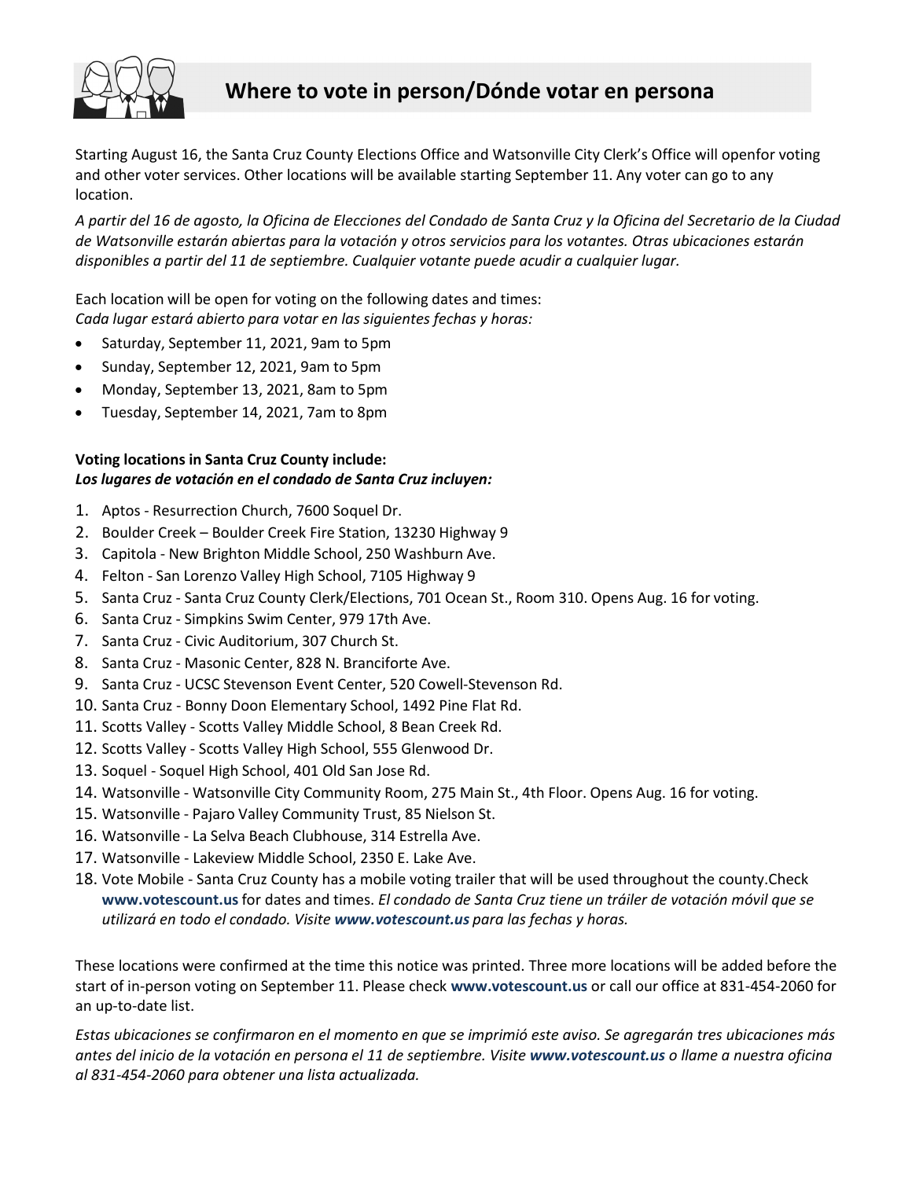# Where to vote in person/Dónde votar en persona

Starting August 16, the Santa Cruz County Elections Office and Watsonville City Clerk's Office will openfor voting and other voter services. Other locations will be available starting September 11. Any voter can go to any location.

*A partir del 16 de agosto, la Oficina de Elecciones del Condado de Santa Cruz y la Oficina del Secretario de la Ciudad de Watsonville estarán abiertas para la votación y otros servicios para los votantes. Otras ubicaciones estarán disponibles a partir del 11 de septiembre. Cualquier votante puede acudir a cualquier lugar.*

Each location will be open for voting on the following dates and times:
*Cada lugar estará abierto para votar en las siguientes fechas y horas:*

- Saturday, September 11, 2021, 9am to 5pm
- Sunday, September 12, 2021, 9am to 5pm
- Monday, September 13, 2021, 8am to 5pm
- Tuesday, September 14, 2021, 7am to 8pm

**Voting locations in Santa Cruz County include:**
***Los lugares de votación en el condado de Santa Cruz incluyen:***

1. Aptos - Resurrection Church, 7600 Soquel Dr.
2. Boulder Creek – Boulder Creek Fire Station, 13230 Highway 9
3. Capitola - New Brighton Middle School, 250 Washburn Ave.
4. Felton - San Lorenzo Valley High School, 7105 Highway 9
5. Santa Cruz - Santa Cruz County Clerk/Elections, 701 Ocean St., Room 310. Opens Aug. 16 for voting.
6. Santa Cruz - Simpkins Swim Center, 979 17th Ave.
7. Santa Cruz - Civic Auditorium, 307 Church St.
8. Santa Cruz - Masonic Center, 828 N. Branciforte Ave.
9. Santa Cruz - UCSC Stevenson Event Center, 520 Cowell-Stevenson Rd.
10. Santa Cruz - Bonny Doon Elementary School, 1492 Pine Flat Rd.
11. Scotts Valley - Scotts Valley Middle School, 8 Bean Creek Rd.
12. Scotts Valley - Scotts Valley High School, 555 Glenwood Dr.
13. Soquel - Soquel High School, 401 Old San Jose Rd.
14. Watsonville - Watsonville City Community Room, 275 Main St., 4th Floor. Opens Aug. 16 for voting.
15. Watsonville - Pajaro Valley Community Trust, 85 Nielson St.
16. Watsonville - La Selva Beach Clubhouse, 314 Estrella Ave.
17. Watsonville - Lakeview Middle School, 2350 E. Lake Ave.
18. Vote Mobile - Santa Cruz County has a mobile voting trailer that will be used throughout the county.Check **www.votescount.us** for dates and times. *El condado de Santa Cruz tiene un tráiler de votación móvil que se utilizará en todo el condado. Visite* ***www.votescount.us*** *para las fechas y horas.*

These locations were confirmed at the time this notice was printed. Three more locations will be added before the start of in-person voting on September 11. Please check **www.votescount.us** or call our office at 831-454-2060 for an up-to-date list.

*Estas ubicaciones se confirmaron en el momento en que se imprimió este aviso. Se agregarán tres ubicaciones más antes del inicio de la votación en persona el 11 de septiembre. Visite* ***www.votescount.us*** *o llame a nuestra oficina al 831-454-2060 para obtener una lista actualizada.*